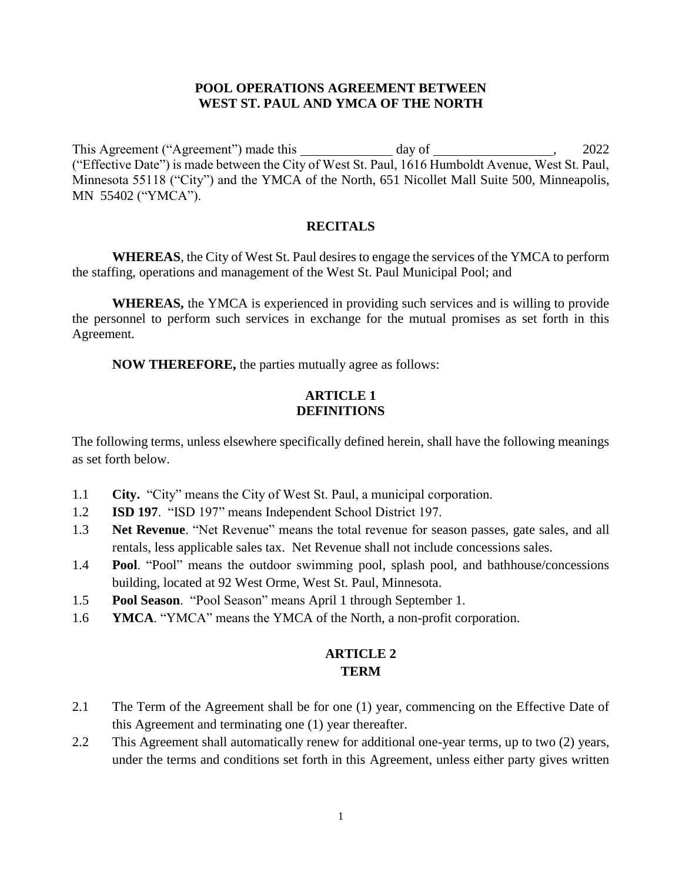# POOL OPERATIONS AGREEMENT BETWEEN WEST ST. PAUL AND YMCA OF THE NORTH

This Agreement ("Agreement") made this ______________ day of __________________, 2022 ("Effective Date") is made between the City of West St. Paul, 1616 Humboldt Avenue, West St. Paul, Minnesota 55118 ("City") and the YMCA of the North, 651 Nicollet Mall Suite 500, Minneapolis, MN 55402 ("YMCA").

## RECITALS

**WHEREAS**, the City of West St. Paul desires to engage the services of the YMCA to perform the staffing, operations and management of the West St. Paul Municipal Pool; and

**WHEREAS,** the YMCA is experienced in providing such services and is willing to provide the personnel to perform such services in exchange for the mutual promises as set forth in this Agreement.

**NOW THEREFORE,** the parties mutually agree as follows:

## ARTICLE 1 DEFINITIONS

The following terms, unless elsewhere specifically defined herein, shall have the following meanings as set forth below.

1.1 **City.** "City" means the City of West St. Paul, a municipal corporation.

1.2 **ISD 197**. "ISD 197" means Independent School District 197.

1.3 **Net Revenue**. "Net Revenue" means the total revenue for season passes, gate sales, and all rentals, less applicable sales tax. Net Revenue shall not include concessions sales.

1.4 **Pool**. "Pool" means the outdoor swimming pool, splash pool, and bathhouse/concessions building, located at 92 West Orme, West St. Paul, Minnesota.

1.5 **Pool Season**. "Pool Season" means April 1 through September 1.

1.6 **YMCA**. "YMCA" means the YMCA of the North, a non-profit corporation.

## ARTICLE 2 TERM

2.1 The Term of the Agreement shall be for one (1) year, commencing on the Effective Date of this Agreement and terminating one (1) year thereafter.

2.2 This Agreement shall automatically renew for additional one-year terms, up to two (2) years, under the terms and conditions set forth in this Agreement, unless either party gives written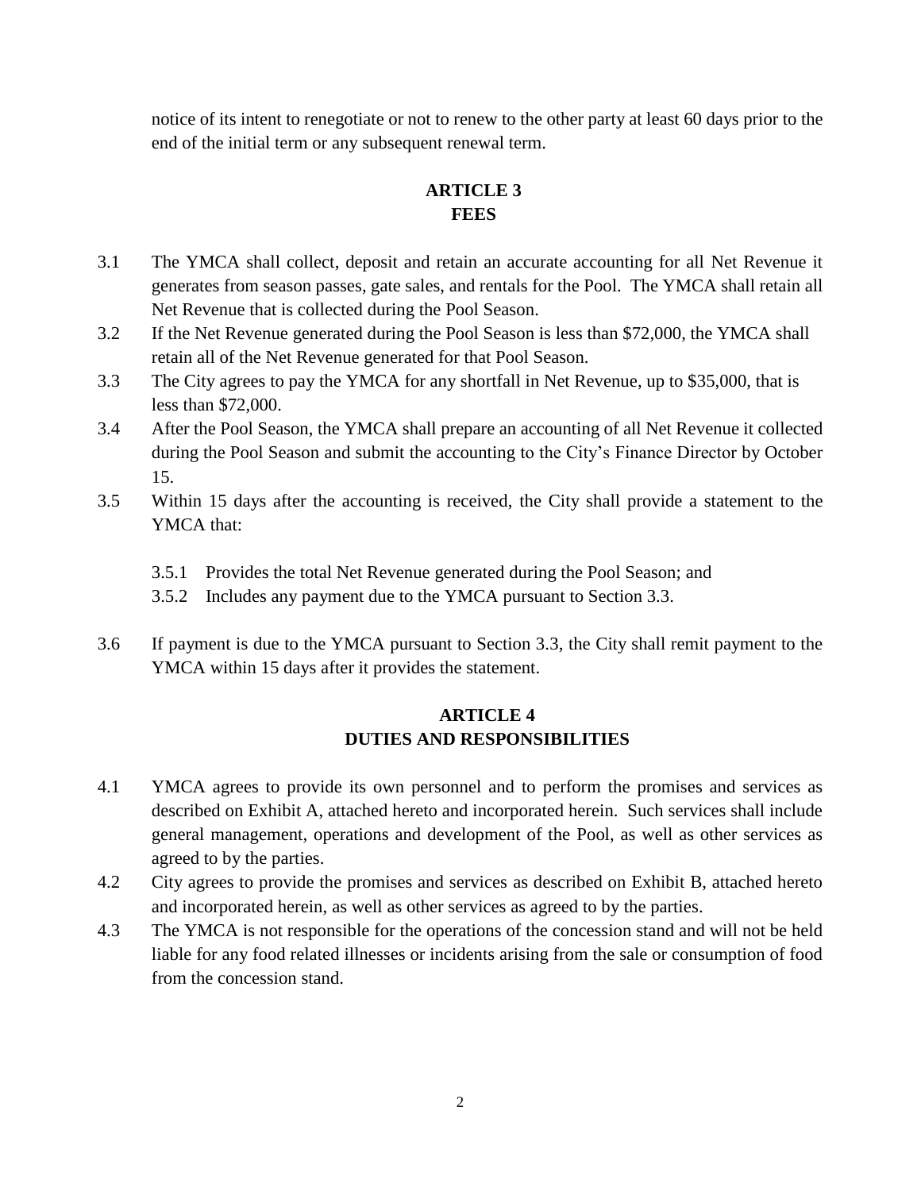notice of its intent to renegotiate or not to renew to the other party at least 60 days prior to the end of the initial term or any subsequent renewal term.

## ARTICLE 3
## FEES

3.1 The YMCA shall collect, deposit and retain an accurate accounting for all Net Revenue it generates from season passes, gate sales, and rentals for the Pool. The YMCA shall retain all Net Revenue that is collected during the Pool Season.

3.2 If the Net Revenue generated during the Pool Season is less than $72,000, the YMCA shall retain all of the Net Revenue generated for that Pool Season.

3.3 The City agrees to pay the YMCA for any shortfall in Net Revenue, up to $35,000, that is less than $72,000.

3.4 After the Pool Season, the YMCA shall prepare an accounting of all Net Revenue it collected during the Pool Season and submit the accounting to the City's Finance Director by October 15.

3.5 Within 15 days after the accounting is received, the City shall provide a statement to the YMCA that:

  3.5.1 Provides the total Net Revenue generated during the Pool Season; and

  3.5.2 Includes any payment due to the YMCA pursuant to Section 3.3.

3.6 If payment is due to the YMCA pursuant to Section 3.3, the City shall remit payment to the YMCA within 15 days after it provides the statement.

## ARTICLE 4
## DUTIES AND RESPONSIBILITIES

4.1 YMCA agrees to provide its own personnel and to perform the promises and services as described on Exhibit A, attached hereto and incorporated herein. Such services shall include general management, operations and development of the Pool, as well as other services as agreed to by the parties.

4.2 City agrees to provide the promises and services as described on Exhibit B, attached hereto and incorporated herein, as well as other services as agreed to by the parties.

4.3 The YMCA is not responsible for the operations of the concession stand and will not be held liable for any food related illnesses or incidents arising from the sale or consumption of food from the concession stand.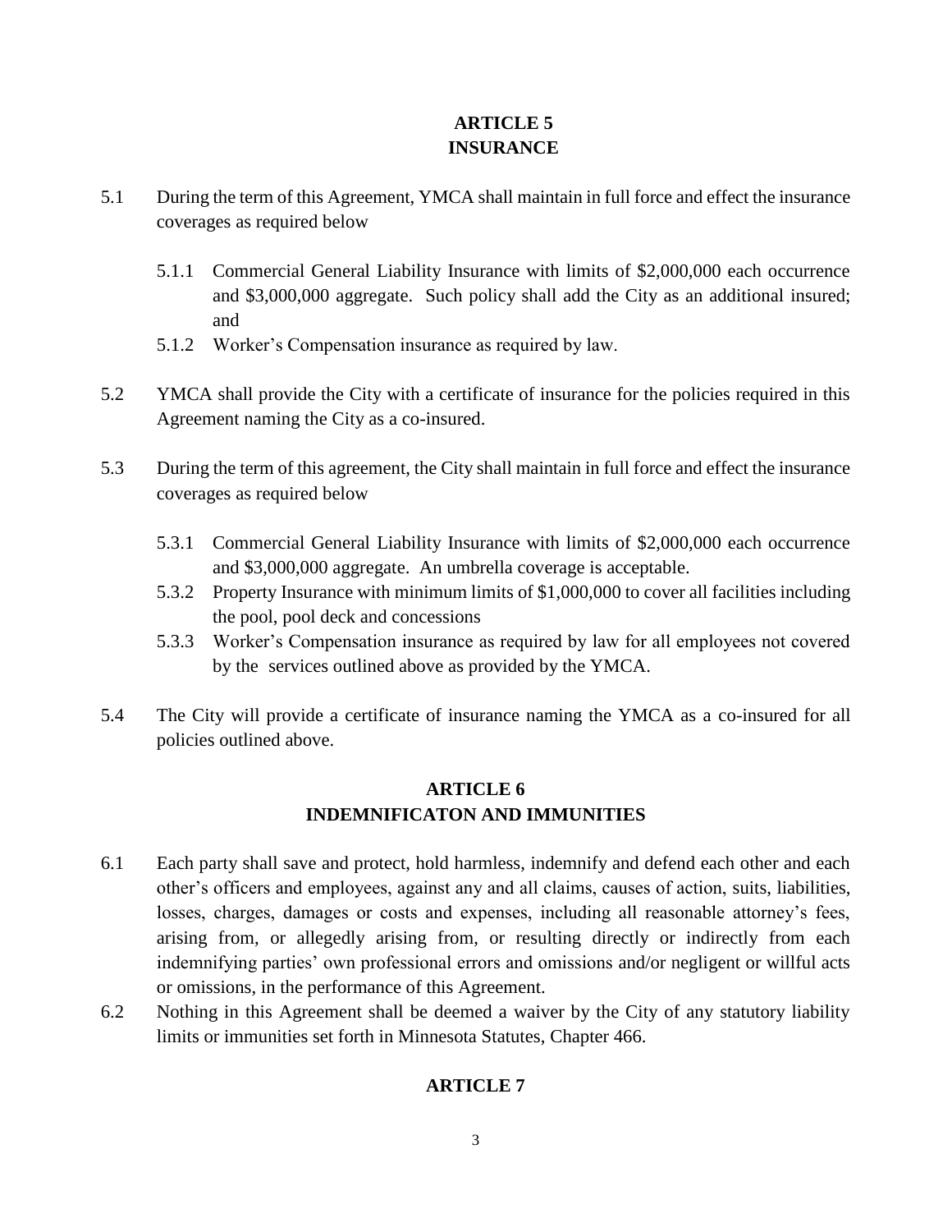## ARTICLE 5
## INSURANCE

5.1 During the term of this Agreement, YMCA shall maintain in full force and effect the insurance coverages as required below

5.1.1 Commercial General Liability Insurance with limits of $2,000,000 each occurrence and $3,000,000 aggregate. Such policy shall add the City as an additional insured; and

5.1.2 Worker's Compensation insurance as required by law.

5.2 YMCA shall provide the City with a certificate of insurance for the policies required in this Agreement naming the City as a co-insured.

5.3 During the term of this agreement, the City shall maintain in full force and effect the insurance coverages as required below

5.3.1 Commercial General Liability Insurance with limits of $2,000,000 each occurrence and $3,000,000 aggregate. An umbrella coverage is acceptable.

5.3.2 Property Insurance with minimum limits of $1,000,000 to cover all facilities including the pool, pool deck and concessions

5.3.3 Worker's Compensation insurance as required by law for all employees not covered by the services outlined above as provided by the YMCA.

5.4 The City will provide a certificate of insurance naming the YMCA as a co-insured for all policies outlined above.

## ARTICLE 6
## INDEMNIFICATON AND IMMUNITIES

6.1 Each party shall save and protect, hold harmless, indemnify and defend each other and each other's officers and employees, against any and all claims, causes of action, suits, liabilities, losses, charges, damages or costs and expenses, including all reasonable attorney's fees, arising from, or allegedly arising from, or resulting directly or indirectly from each indemnifying parties' own professional errors and omissions and/or negligent or willful acts or omissions, in the performance of this Agreement.

6.2 Nothing in this Agreement shall be deemed a waiver by the City of any statutory liability limits or immunities set forth in Minnesota Statutes, Chapter 466.

## ARTICLE 7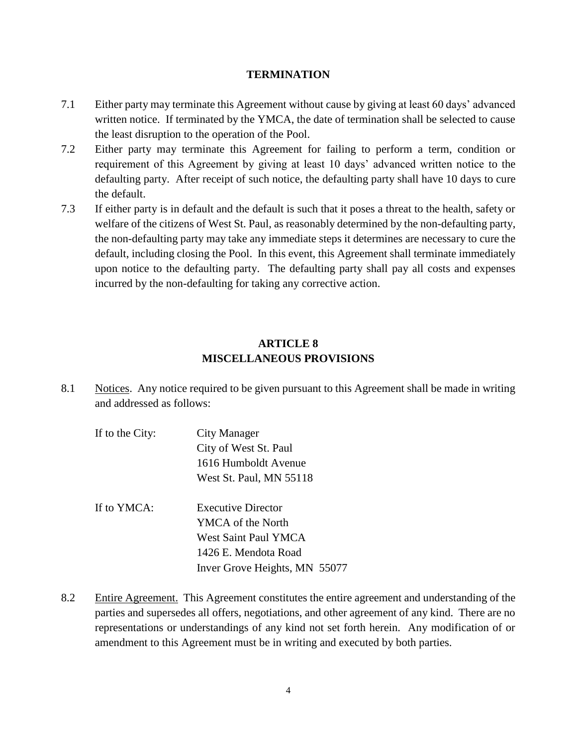**TERMINATION**

7.1 Either party may terminate this Agreement without cause by giving at least 60 days' advanced written notice. If terminated by the YMCA, the date of termination shall be selected to cause the least disruption to the operation of the Pool.

7.2 Either party may terminate this Agreement for failing to perform a term, condition or requirement of this Agreement by giving at least 10 days' advanced written notice to the defaulting party. After receipt of such notice, the defaulting party shall have 10 days to cure the default.

7.3 If either party is in default and the default is such that it poses a threat to the health, safety or welfare of the citizens of West St. Paul, as reasonably determined by the non-defaulting party, the non-defaulting party may take any immediate steps it determines are necessary to cure the default, including closing the Pool. In this event, this Agreement shall terminate immediately upon notice to the defaulting party. The defaulting party shall pay all costs and expenses incurred by the non-defaulting for taking any corrective action.

## ARTICLE 8
## MISCELLANEOUS PROVISIONS

8.1 Notices. Any notice required to be given pursuant to this Agreement shall be made in writing and addressed as follows:

If to the City:
City Manager
City of West St. Paul
1616 Humboldt Avenue
West St. Paul, MN 55118

If to YMCA:
Executive Director
YMCA of the North
West Saint Paul YMCA
1426 E. Mendota Road
Inver Grove Heights, MN 55077

8.2 Entire Agreement. This Agreement constitutes the entire agreement and understanding of the parties and supersedes all offers, negotiations, and other agreement of any kind. There are no representations or understandings of any kind not set forth herein. Any modification of or amendment to this Agreement must be in writing and executed by both parties.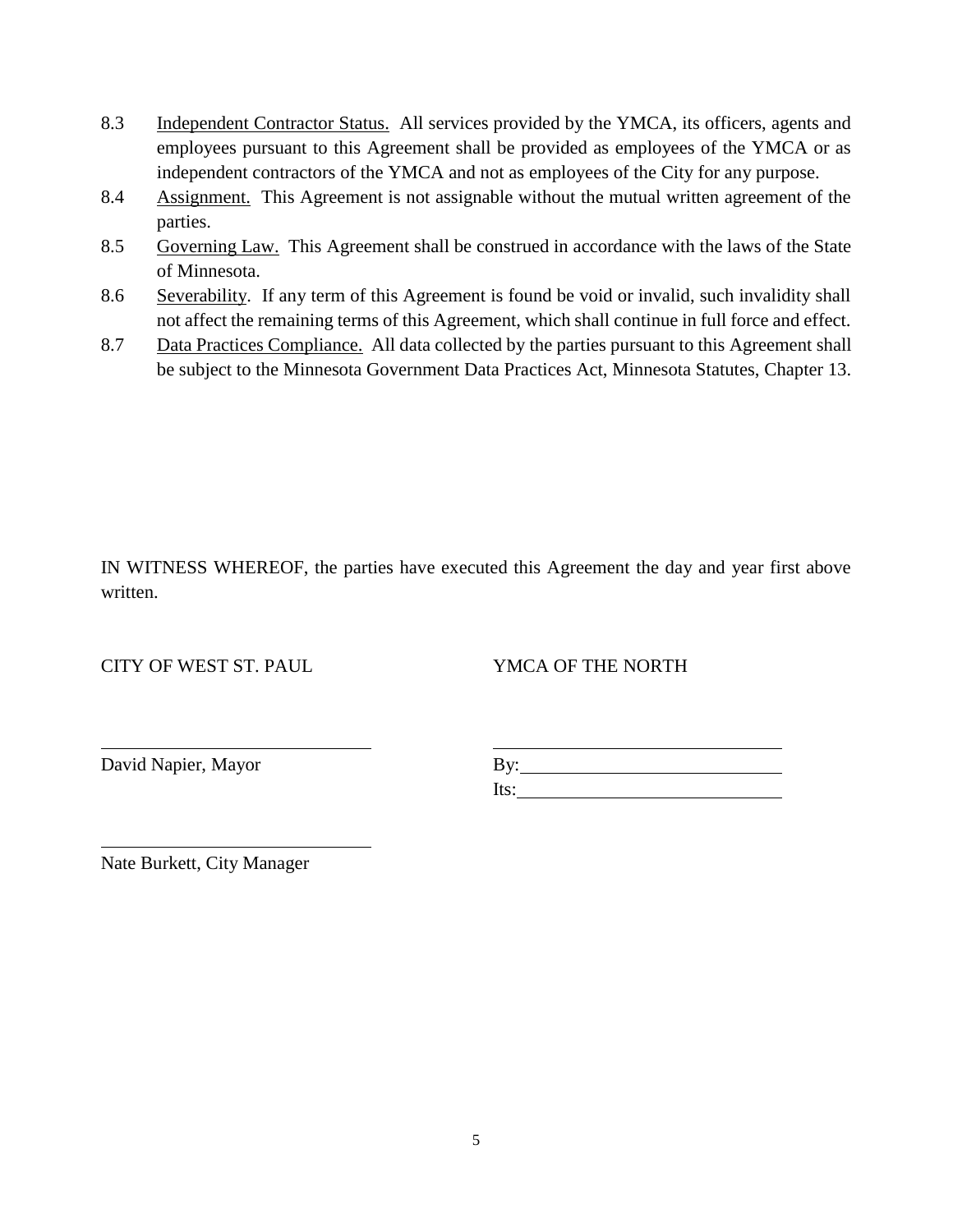8.3 Independent Contractor Status. All services provided by the YMCA, its officers, agents and employees pursuant to this Agreement shall be provided as employees of the YMCA or as independent contractors of the YMCA and not as employees of the City for any purpose.

8.4 Assignment. This Agreement is not assignable without the mutual written agreement of the parties.

8.5 Governing Law. This Agreement shall be construed in accordance with the laws of the State of Minnesota.

8.6 Severability. If any term of this Agreement is found be void or invalid, such invalidity shall not affect the remaining terms of this Agreement, which shall continue in full force and effect.

8.7 Data Practices Compliance. All data collected by the parties pursuant to this Agreement shall be subject to the Minnesota Government Data Practices Act, Minnesota Statutes, Chapter 13.

IN WITNESS WHEREOF, the parties have executed this Agreement the day and year first above written.

CITY OF WEST ST. PAUL

\_\_\_\_\_\_\_\_\_\_\_\_\_\_\_\_\_\_\_\_\_\_\_\_\_\_\_\_\_\_

David Napier, Mayor

\_\_\_\_\_\_\_\_\_\_\_\_\_\_\_\_\_\_\_\_\_\_\_\_\_\_\_\_\_\_

Nate Burkett, City Manager

YMCA OF THE NORTH

\_\_\_\_\_\_\_\_\_\_\_\_\_\_\_\_\_\_\_\_\_\_\_\_\_\_\_\_\_\_

By:\_\_\_\_\_\_\_\_\_\_\_\_\_\_\_\_\_\_\_\_\_\_\_\_\_\_\_

Its:\_\_\_\_\_\_\_\_\_\_\_\_\_\_\_\_\_\_\_\_\_\_\_\_\_\_\_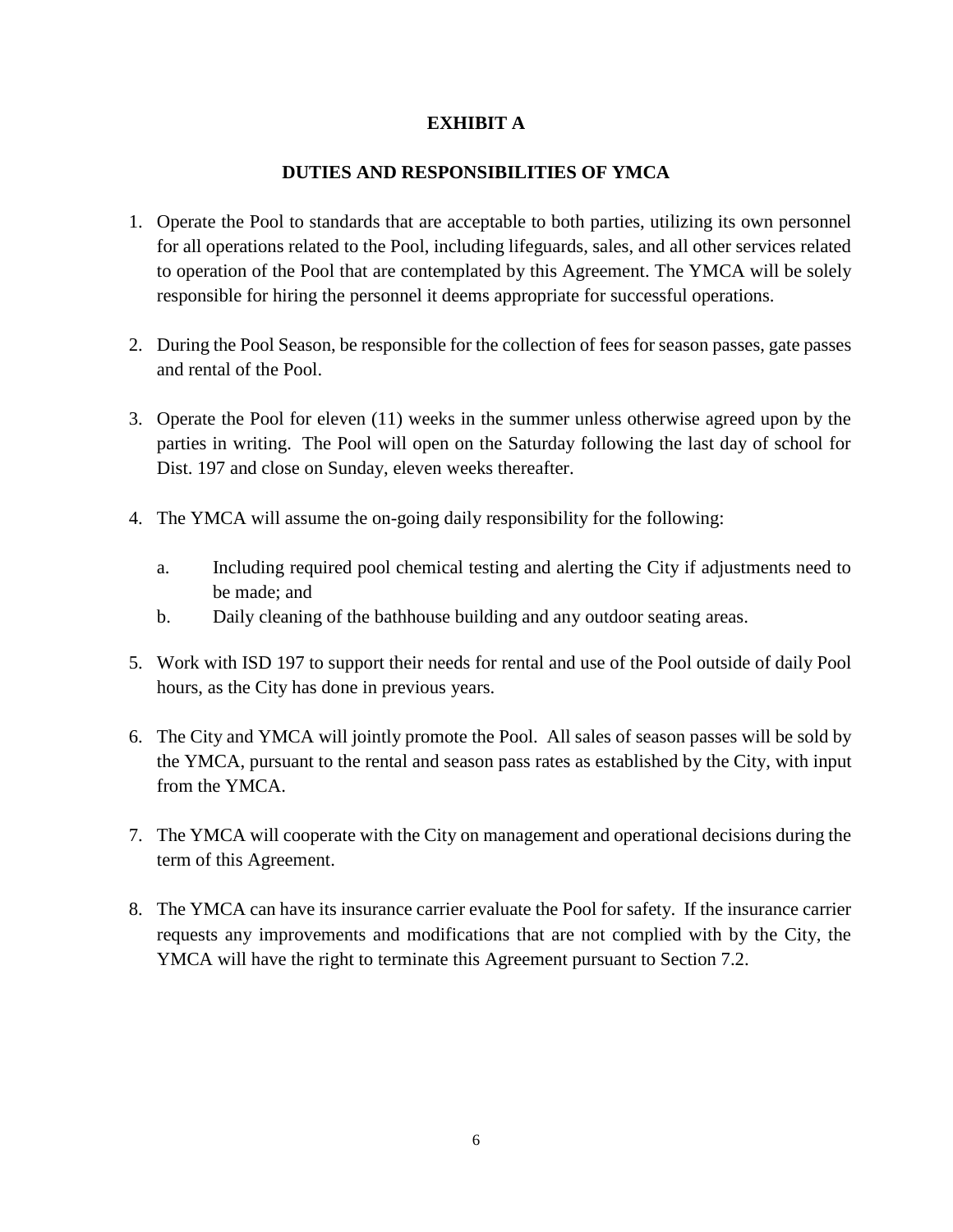# EXHIBIT A

## DUTIES AND RESPONSIBILITIES OF YMCA

1. Operate the Pool to standards that are acceptable to both parties, utilizing its own personnel for all operations related to the Pool, including lifeguards, sales, and all other services related to operation of the Pool that are contemplated by this Agreement. The YMCA will be solely responsible for hiring the personnel it deems appropriate for successful operations.

2. During the Pool Season, be responsible for the collection of fees for season passes, gate passes and rental of the Pool.

3. Operate the Pool for eleven (11) weeks in the summer unless otherwise agreed upon by the parties in writing. The Pool will open on the Saturday following the last day of school for Dist. 197 and close on Sunday, eleven weeks thereafter.

4. The YMCA will assume the on-going daily responsibility for the following:

   a. Including required pool chemical testing and alerting the City if adjustments need to be made; and
   
   b. Daily cleaning of the bathhouse building and any outdoor seating areas.

5. Work with ISD 197 to support their needs for rental and use of the Pool outside of daily Pool hours, as the City has done in previous years.

6. The City and YMCA will jointly promote the Pool. All sales of season passes will be sold by the YMCA, pursuant to the rental and season pass rates as established by the City, with input from the YMCA.

7. The YMCA will cooperate with the City on management and operational decisions during the term of this Agreement.

8. The YMCA can have its insurance carrier evaluate the Pool for safety. If the insurance carrier requests any improvements and modifications that are not complied with by the City, the YMCA will have the right to terminate this Agreement pursuant to Section 7.2.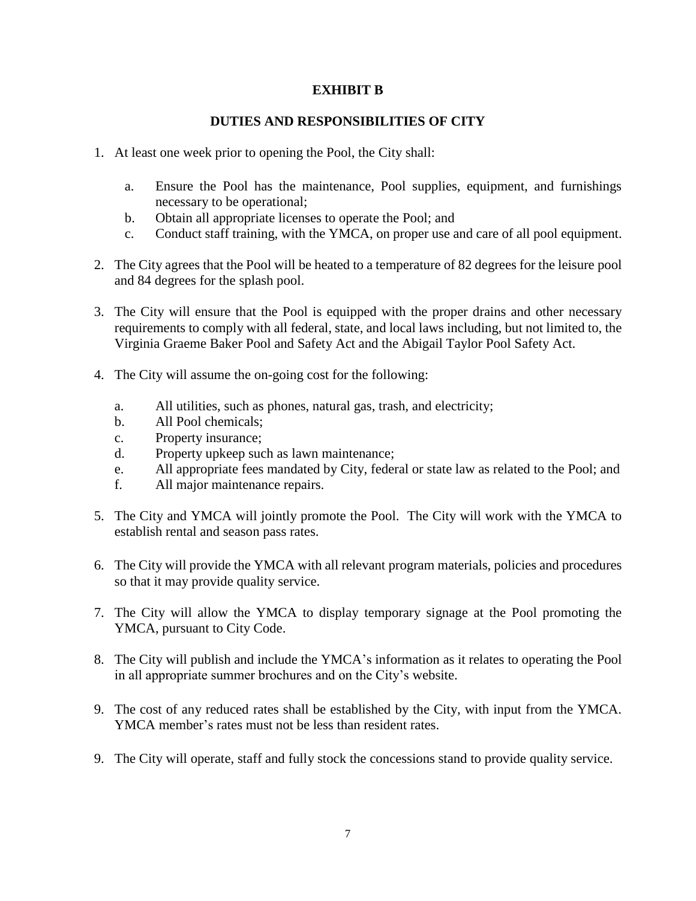# EXHIBIT B

## DUTIES AND RESPONSIBILITIES OF CITY

1. At least one week prior to opening the Pool, the City shall:

   a. Ensure the Pool has the maintenance, Pool supplies, equipment, and furnishings necessary to be operational;
   
   b. Obtain all appropriate licenses to operate the Pool; and
   
   c. Conduct staff training, with the YMCA, on proper use and care of all pool equipment.

2. The City agrees that the Pool will be heated to a temperature of 82 degrees for the leisure pool and 84 degrees for the splash pool.

3. The City will ensure that the Pool is equipped with the proper drains and other necessary requirements to comply with all federal, state, and local laws including, but not limited to, the Virginia Graeme Baker Pool and Safety Act and the Abigail Taylor Pool Safety Act.

4. The City will assume the on-going cost for the following:

   a. All utilities, such as phones, natural gas, trash, and electricity;
   
   b. All Pool chemicals;
   
   c. Property insurance;
   
   d. Property upkeep such as lawn maintenance;
   
   e. All appropriate fees mandated by City, federal or state law as related to the Pool; and
   
   f. All major maintenance repairs.

5. The City and YMCA will jointly promote the Pool. The City will work with the YMCA to establish rental and season pass rates.

6. The City will provide the YMCA with all relevant program materials, policies and procedures so that it may provide quality service.

7. The City will allow the YMCA to display temporary signage at the Pool promoting the YMCA, pursuant to City Code.

8. The City will publish and include the YMCA's information as it relates to operating the Pool in all appropriate summer brochures and on the City's website.

9. The cost of any reduced rates shall be established by the City, with input from the YMCA. YMCA member's rates must not be less than resident rates.

9. The City will operate, staff and fully stock the concessions stand to provide quality service.